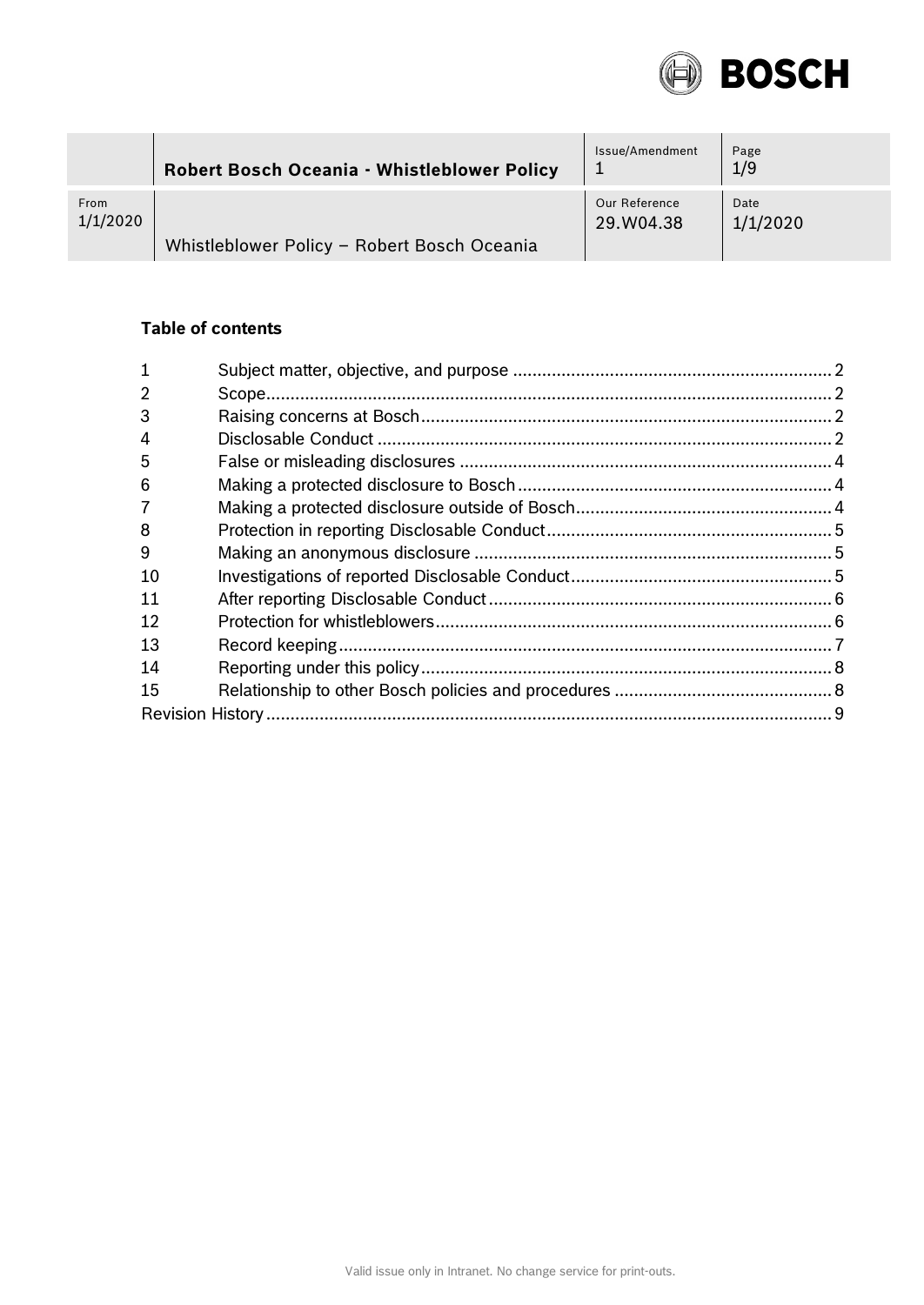|  | **Robert Bosch Oceania - Whistleblower Policy** | Issue/Amendment 1 | Page 1/9 |
|---|---|---|---|
| From 1/1/2020 | Whistleblower Policy – Robert Bosch Oceania | Our Reference 29.W04.38 | Date 1/1/2020 |

**Table of contents**

| | | |
|---|---|---|
| 1 | Subject matter, objective, and purpose | 2 |
| 2 | Scope | 2 |
| 3 | Raising concerns at Bosch | 2 |
| 4 | Disclosable Conduct | 2 |
| 5 | False or misleading disclosures | 4 |
| 6 | Making a protected disclosure to Bosch | 4 |
| 7 | Making a protected disclosure outside of Bosch | 4 |
| 8 | Protection in reporting Disclosable Conduct | 5 |
| 9 | Making an anonymous disclosure | 5 |
| 10 | Investigations of reported Disclosable Conduct | 5 |
| 11 | After reporting Disclosable Conduct | 6 |
| 12 | Protection for whistleblowers | 6 |
| 13 | Record keeping | 7 |
| 14 | Reporting under this policy | 8 |
| 15 | Relationship to other Bosch policies and procedures | 8 |
| Revision History | | 9 |

Valid issue only in Intranet. No change service for print-outs.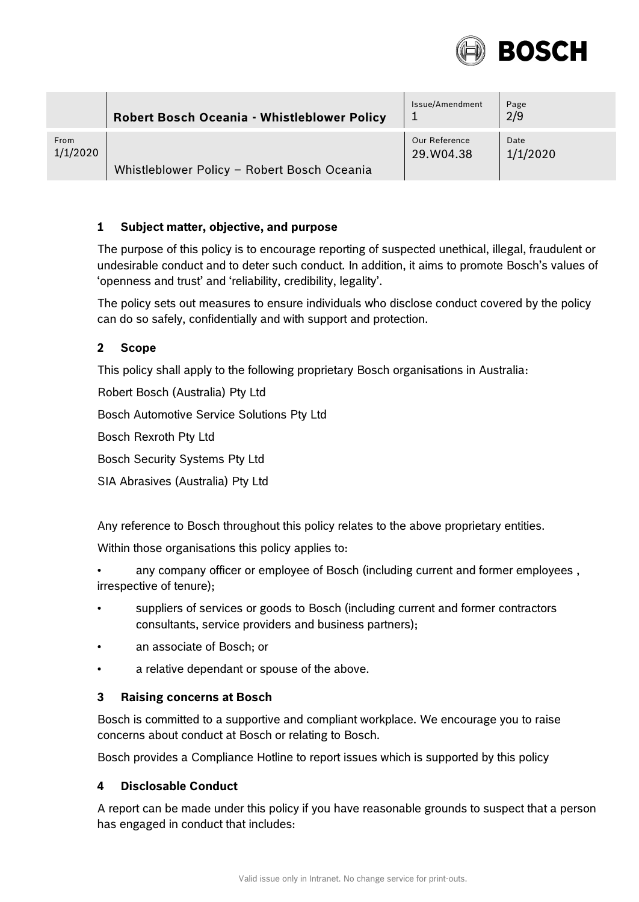## 1 Subject matter, objective, and purpose

The purpose of this policy is to encourage reporting of suspected unethical, illegal, fraudulent or undesirable conduct and to deter such conduct. In addition, it aims to promote Bosch's values of 'openness and trust' and 'reliability, credibility, legality'.

The policy sets out measures to ensure individuals who disclose conduct covered by the policy can do so safely, confidentially and with support and protection.

## 2 Scope

This policy shall apply to the following proprietary Bosch organisations in Australia:

Robert Bosch (Australia) Pty Ltd

Bosch Automotive Service Solutions Pty Ltd

Bosch Rexroth Pty Ltd

Bosch Security Systems Pty Ltd

SIA Abrasives (Australia) Pty Ltd

Any reference to Bosch throughout this policy relates to the above proprietary entities.

Within those organisations this policy applies to:

- any company officer or employee of Bosch (including current and former employees , irrespective of tenure);
- suppliers of services or goods to Bosch (including current and former contractors consultants, service providers and business partners);
- an associate of Bosch; or
- a relative dependant or spouse of the above.

## 3 Raising concerns at Bosch

Bosch is committed to a supportive and compliant workplace. We encourage you to raise concerns about conduct at Bosch or relating to Bosch.

Bosch provides a Compliance Hotline to report issues which is supported by this policy

## 4 Disclosable Conduct

A report can be made under this policy if you have reasonable grounds to suspect that a person has engaged in conduct that includes: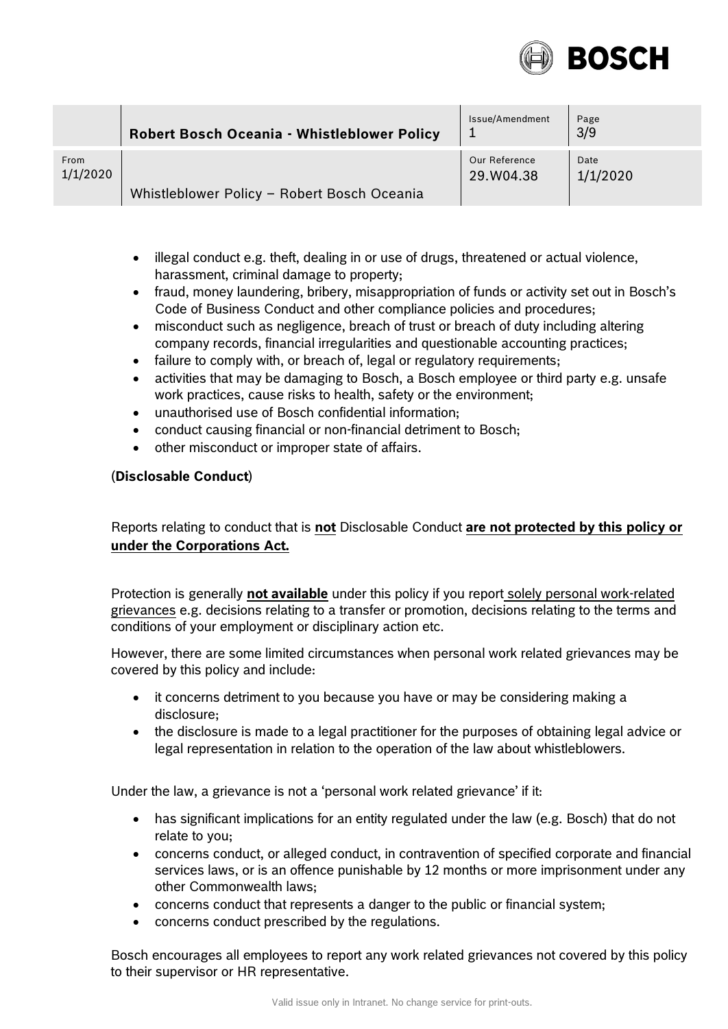- illegal conduct e.g. theft, dealing in or use of drugs, threatened or actual violence, harassment, criminal damage to property;
- fraud, money laundering, bribery, misappropriation of funds or activity set out in Bosch's Code of Business Conduct and other compliance policies and procedures;
- misconduct such as negligence, breach of trust or breach of duty including altering company records, financial irregularities and questionable accounting practices;
- failure to comply with, or breach of, legal or regulatory requirements;
- activities that may be damaging to Bosch, a Bosch employee or third party e.g. unsafe work practices, cause risks to health, safety or the environment;
- unauthorised use of Bosch confidential information;
- conduct causing financial or non-financial detriment to Bosch;
- other misconduct or improper state of affairs.

(**Disclosable Conduct**)

Reports relating to conduct that is **not** Disclosable Conduct **are not protected by this policy or under the Corporations Act.**

Protection is generally **not available** under this policy if you report solely personal work-related grievances e.g. decisions relating to a transfer or promotion, decisions relating to the terms and conditions of your employment or disciplinary action etc.

However, there are some limited circumstances when personal work related grievances may be covered by this policy and include:

- it concerns detriment to you because you have or may be considering making a disclosure;
- the disclosure is made to a legal practitioner for the purposes of obtaining legal advice or legal representation in relation to the operation of the law about whistleblowers.

Under the law, a grievance is not a 'personal work related grievance' if it:

- has significant implications for an entity regulated under the law (e.g. Bosch) that do not relate to you;
- concerns conduct, or alleged conduct, in contravention of specified corporate and financial services laws, or is an offence punishable by 12 months or more imprisonment under any other Commonwealth laws;
- concerns conduct that represents a danger to the public or financial system;
- concerns conduct prescribed by the regulations.

Bosch encourages all employees to report any work related grievances not covered by this policy to their supervisor or HR representative.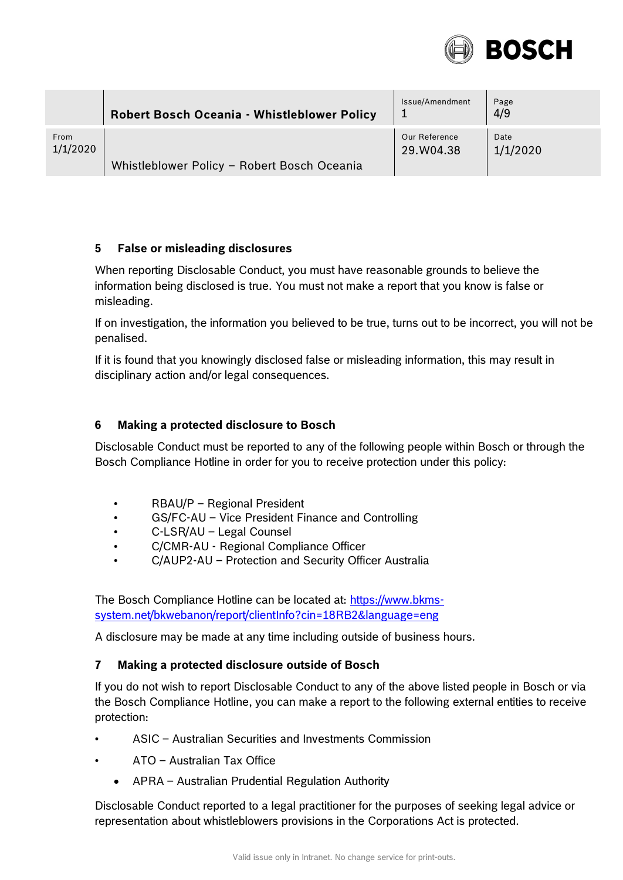## 5 False or misleading disclosures

When reporting Disclosable Conduct, you must have reasonable grounds to believe the information being disclosed is true. You must not make a report that you know is false or misleading.

If on investigation, the information you believed to be true, turns out to be incorrect, you will not be penalised.

If it is found that you knowingly disclosed false or misleading information, this may result in disciplinary action and/or legal consequences.

## 6 Making a protected disclosure to Bosch

Disclosable Conduct must be reported to any of the following people within Bosch or through the Bosch Compliance Hotline in order for you to receive protection under this policy:

- RBAU/P – Regional President
- GS/FC-AU – Vice President Finance and Controlling
- C-LSR/AU – Legal Counsel
- C/CMR-AU - Regional Compliance Officer
- C/AUP2-AU – Protection and Security Officer Australia

The Bosch Compliance Hotline can be located at: https://www.bkms-system.net/bkwebanon/report/clientInfo?cin=18RB2&language=eng

A disclosure may be made at any time including outside of business hours.

## 7 Making a protected disclosure outside of Bosch

If you do not wish to report Disclosable Conduct to any of the above listed people in Bosch or via the Bosch Compliance Hotline, you can make a report to the following external entities to receive protection:

- ASIC – Australian Securities and Investments Commission
- ATO – Australian Tax Office
- APRA – Australian Prudential Regulation Authority

Disclosable Conduct reported to a legal practitioner for the purposes of seeking legal advice or representation about whistleblowers provisions in the Corporations Act is protected.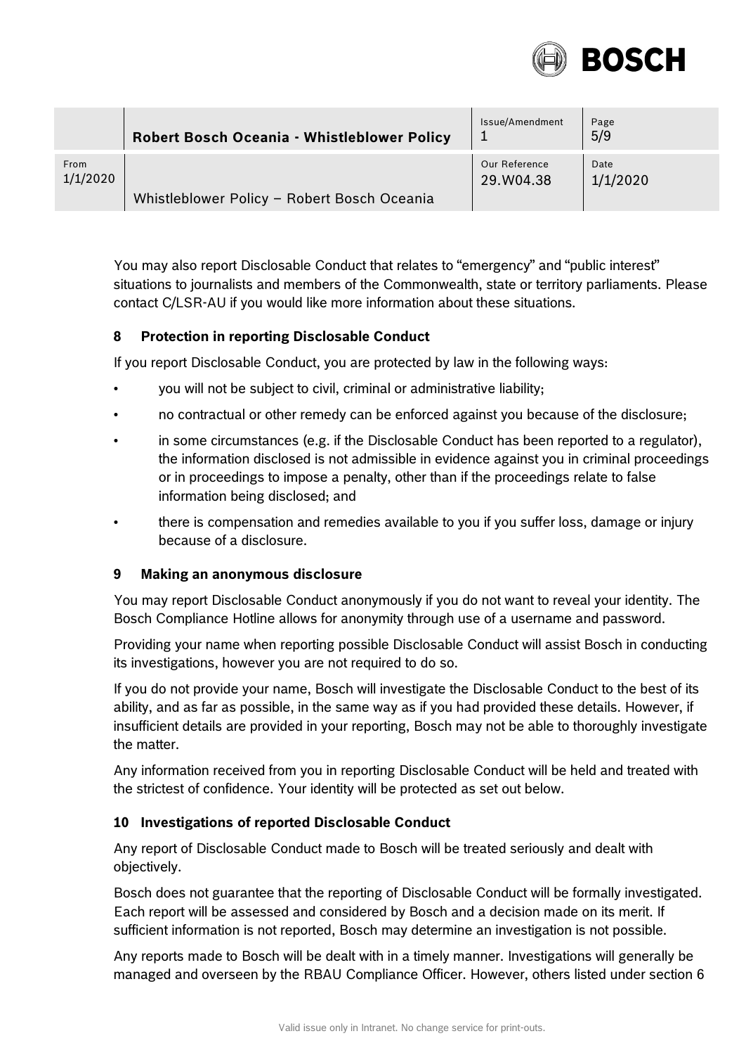You may also report Disclosable Conduct that relates to "emergency" and "public interest" situations to journalists and members of the Commonwealth, state or territory parliaments. Please contact C/LSR-AU if you would like more information about these situations.

## 8 Protection in reporting Disclosable Conduct

If you report Disclosable Conduct, you are protected by law in the following ways:

- you will not be subject to civil, criminal or administrative liability;
- no contractual or other remedy can be enforced against you because of the disclosure;
- in some circumstances (e.g. if the Disclosable Conduct has been reported to a regulator), the information disclosed is not admissible in evidence against you in criminal proceedings or in proceedings to impose a penalty, other than if the proceedings relate to false information being disclosed; and
- there is compensation and remedies available to you if you suffer loss, damage or injury because of a disclosure.

## 9 Making an anonymous disclosure

You may report Disclosable Conduct anonymously if you do not want to reveal your identity. The Bosch Compliance Hotline allows for anonymity through use of a username and password.

Providing your name when reporting possible Disclosable Conduct will assist Bosch in conducting its investigations, however you are not required to do so.

If you do not provide your name, Bosch will investigate the Disclosable Conduct to the best of its ability, and as far as possible, in the same way as if you had provided these details. However, if insufficient details are provided in your reporting, Bosch may not be able to thoroughly investigate the matter.

Any information received from you in reporting Disclosable Conduct will be held and treated with the strictest of confidence. Your identity will be protected as set out below.

## 10 Investigations of reported Disclosable Conduct

Any report of Disclosable Conduct made to Bosch will be treated seriously and dealt with objectively.

Bosch does not guarantee that the reporting of Disclosable Conduct will be formally investigated. Each report will be assessed and considered by Bosch and a decision made on its merit. If sufficient information is not reported, Bosch may determine an investigation is not possible.

Any reports made to Bosch will be dealt with in a timely manner. Investigations will generally be managed and overseen by the RBAU Compliance Officer. However, others listed under section 6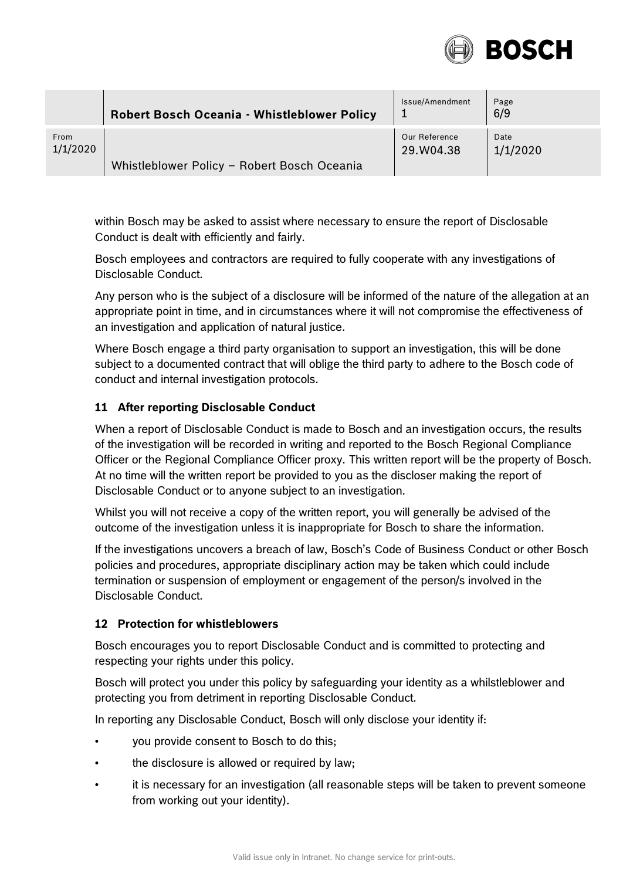within Bosch may be asked to assist where necessary to ensure the report of Disclosable Conduct is dealt with efficiently and fairly.

Bosch employees and contractors are required to fully cooperate with any investigations of Disclosable Conduct.

Any person who is the subject of a disclosure will be informed of the nature of the allegation at an appropriate point in time, and in circumstances where it will not compromise the effectiveness of an investigation and application of natural justice.

Where Bosch engage a third party organisation to support an investigation, this will be done subject to a documented contract that will oblige the third party to adhere to the Bosch code of conduct and internal investigation protocols.

## 11 After reporting Disclosable Conduct

When a report of Disclosable Conduct is made to Bosch and an investigation occurs, the results of the investigation will be recorded in writing and reported to the Bosch Regional Compliance Officer or the Regional Compliance Officer proxy. This written report will be the property of Bosch. At no time will the written report be provided to you as the discloser making the report of Disclosable Conduct or to anyone subject to an investigation.

Whilst you will not receive a copy of the written report, you will generally be advised of the outcome of the investigation unless it is inappropriate for Bosch to share the information.

If the investigations uncovers a breach of law, Bosch's Code of Business Conduct or other Bosch policies and procedures, appropriate disciplinary action may be taken which could include termination or suspension of employment or engagement of the person/s involved in the Disclosable Conduct.

## 12 Protection for whistleblowers

Bosch encourages you to report Disclosable Conduct and is committed to protecting and respecting your rights under this policy.

Bosch will protect you under this policy by safeguarding your identity as a whilstleblower and protecting you from detriment in reporting Disclosable Conduct.

In reporting any Disclosable Conduct, Bosch will only disclose your identity if:

- you provide consent to Bosch to do this;
- the disclosure is allowed or required by law;
- it is necessary for an investigation (all reasonable steps will be taken to prevent someone from working out your identity).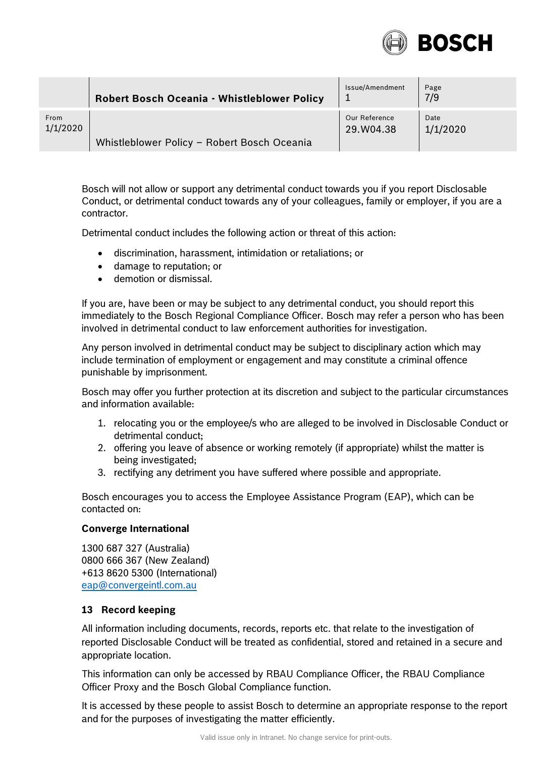Bosch will not allow or support any detrimental conduct towards you if you report Disclosable Conduct, or detrimental conduct towards any of your colleagues, family or employer, if you are a contractor.

Detrimental conduct includes the following action or threat of this action:

- discrimination, harassment, intimidation or retaliations; or
- damage to reputation; or
- demotion or dismissal.

If you are, have been or may be subject to any detrimental conduct, you should report this immediately to the Bosch Regional Compliance Officer. Bosch may refer a person who has been involved in detrimental conduct to law enforcement authorities for investigation.

Any person involved in detrimental conduct may be subject to disciplinary action which may include termination of employment or engagement and may constitute a criminal offence punishable by imprisonment.

Bosch may offer you further protection at its discretion and subject to the particular circumstances and information available:

1. relocating you or the employee/s who are alleged to be involved in Disclosable Conduct or detrimental conduct;
2. offering you leave of absence or working remotely (if appropriate) whilst the matter is being investigated;
3. rectifying any detriment you have suffered where possible and appropriate.

Bosch encourages you to access the Employee Assistance Program (EAP), which can be contacted on:

**Converge International**

1300 687 327 (Australia)
0800 666 367 (New Zealand)
+613 8620 5300 (International)
eap@convergeintl.com.au

## 13 Record keeping

All information including documents, records, reports etc. that relate to the investigation of reported Disclosable Conduct will be treated as confidential, stored and retained in a secure and appropriate location.

This information can only be accessed by RBAU Compliance Officer, the RBAU Compliance Officer Proxy and the Bosch Global Compliance function.

It is accessed by these people to assist Bosch to determine an appropriate response to the report and for the purposes of investigating the matter efficiently.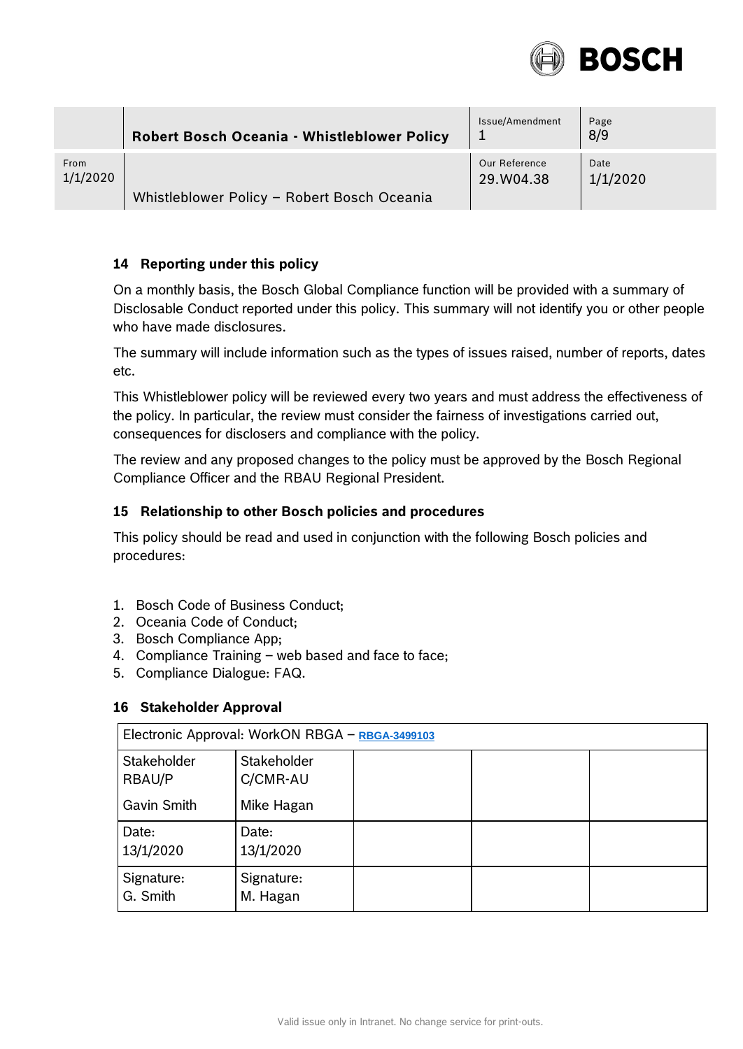### 14 Reporting under this policy

On a monthly basis, the Bosch Global Compliance function will be provided with a summary of Disclosable Conduct reported under this policy. This summary will not identify you or other people who have made disclosures.

The summary will include information such as the types of issues raised, number of reports, dates etc.

This Whistleblower policy will be reviewed every two years and must address the effectiveness of the policy. In particular, the review must consider the fairness of investigations carried out, consequences for disclosers and compliance with the policy.

The review and any proposed changes to the policy must be approved by the Bosch Regional Compliance Officer and the RBAU Regional President.

### 15 Relationship to other Bosch policies and procedures

This policy should be read and used in conjunction with the following Bosch policies and procedures:

1. Bosch Code of Business Conduct;
2. Oceania Code of Conduct;
3. Bosch Compliance App;
4. Compliance Training – web based and face to face;
5. Compliance Dialogue: FAQ.

### 16 Stakeholder Approval

| Electronic Approval: WorkON RBGA – RBGA-3499103 | | | | |
|---|---|---|---|---|
| Stakeholder RBAU/P<br><br>Gavin Smith | Stakeholder C/CMR-AU<br><br>Mike Hagan | | | |
| Date:<br>13/1/2020 | Date:<br>13/1/2020 | | | |
| Signature:<br>G. Smith | Signature:<br>M. Hagan | | | |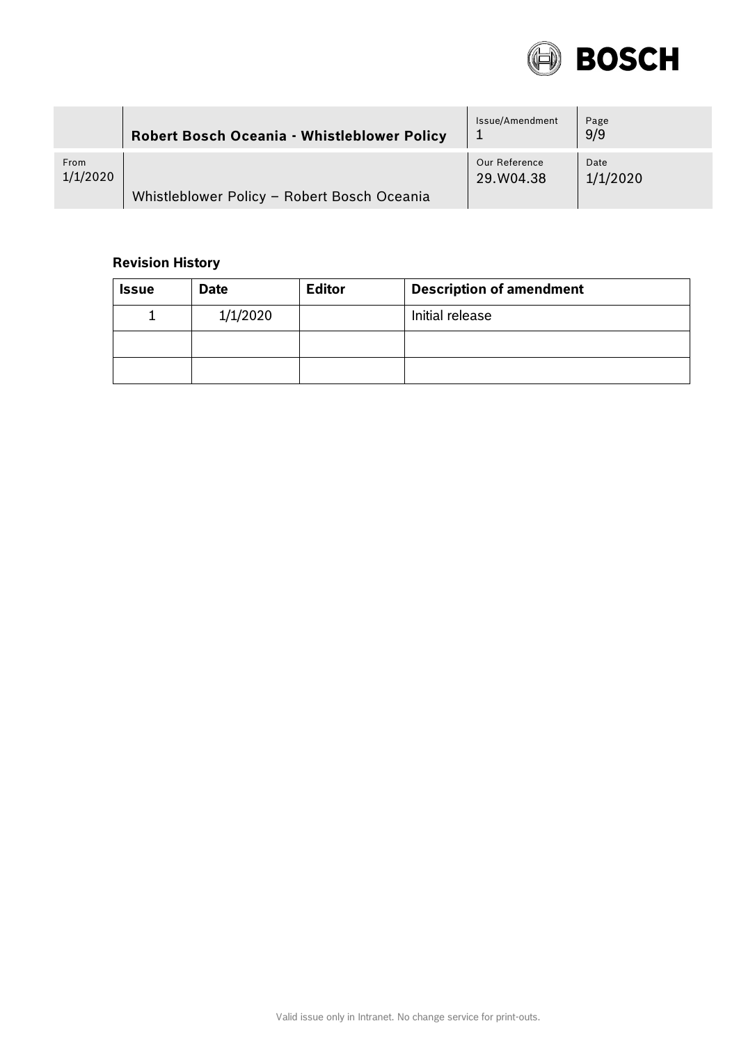**Revision History**

| Issue | Date | Editor | Description of amendment |
|---|---|---|---|
| 1 | 1/1/2020 | | Initial release |
| | | | |
| | | | |